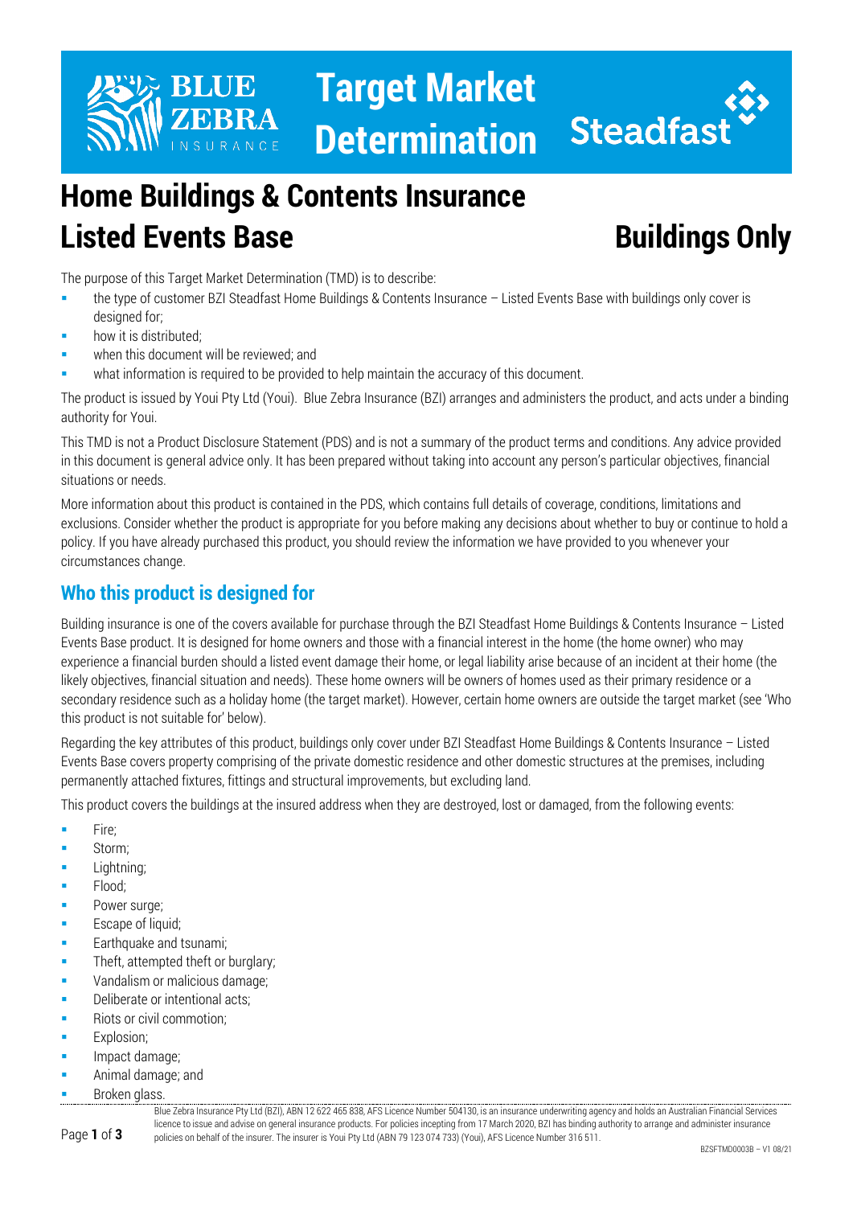# Target Market Determination

## Home Buildings & Contents Insurance Listed Events Base — Buildings Only

The purpose of this Target Market Determination (TMD) is to describe:

- the type of customer BZI Steadfast Home Buildings & Contents Insurance – Listed Events Base with buildings only cover is designed for;
- how it is distributed;
- when this document will be reviewed; and
- what information is required to be provided to help maintain the accuracy of this document.

The product is issued by Youi Pty Ltd (Youi). Blue Zebra Insurance (BZI) arranges and administers the product, and acts under a binding authority for Youi.

This TMD is not a Product Disclosure Statement (PDS) and is not a summary of the product terms and conditions. Any advice provided in this document is general advice only. It has been prepared without taking into account any person's particular objectives, financial situations or needs.

More information about this product is contained in the PDS, which contains full details of coverage, conditions, limitations and exclusions. Consider whether the product is appropriate for you before making any decisions about whether to buy or continue to hold a policy. If you have already purchased this product, you should review the information we have provided to you whenever your circumstances change.

## Who this product is designed for

Building insurance is one of the covers available for purchase through the BZI Steadfast Home Buildings & Contents Insurance – Listed Events Base product. It is designed for home owners and those with a financial interest in the home (the home owner) who may experience a financial burden should a listed event damage their home, or legal liability arise because of an incident at their home (the likely objectives, financial situation and needs). These home owners will be owners of homes used as their primary residence or a secondary residence such as a holiday home (the target market). However, certain home owners are outside the target market (see 'Who this product is not suitable for' below).

Regarding the key attributes of this product, buildings only cover under BZI Steadfast Home Buildings & Contents Insurance – Listed Events Base covers property comprising of the private domestic residence and other domestic structures at the premises, including permanently attached fixtures, fittings and structural improvements, but excluding land.

This product covers the buildings at the insured address when they are destroyed, lost or damaged, from the following events:

- Fire;
- Storm;
- Lightning;
- Flood;
- Power surge;
- Escape of liquid;
- Earthquake and tsunami;
- Theft, attempted theft or burglary;
- Vandalism or malicious damage;
- Deliberate or intentional acts;
- Riots or civil commotion;
- Explosion;
- Impact damage;
- Animal damage; and
- Broken glass.

Blue Zebra Insurance Pty Ltd (BZI), ABN 12 622 465 838, AFS Licence Number 504130, is an insurance underwriting agency and holds an Australian Financial Services licence to issue and advise on general insurance products. For policies incepting from 17 March 2020, BZI has binding authority to arrange and administer insurance policies on behalf of the insurer. The insurer is Youi Pty Ltd (ABN 79 123 074 733) (Youi), AFS Licence Number 316 511.

BZSFTMD0003B – V1 08/21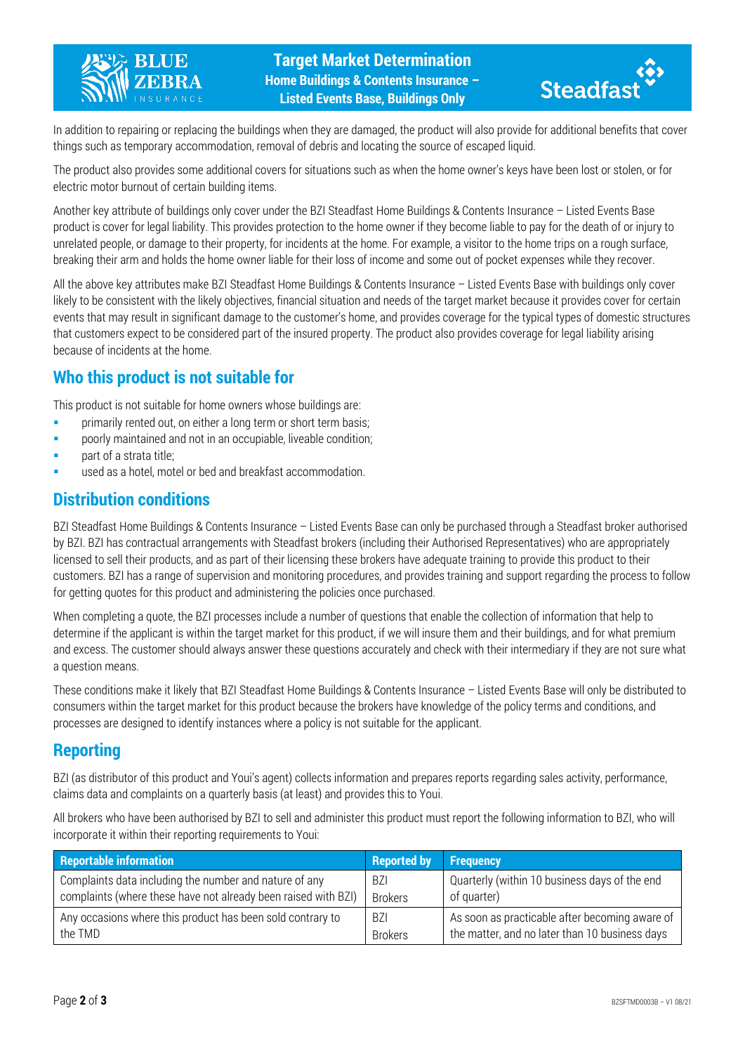In addition to repairing or replacing the buildings when they are damaged, the product will also provide for additional benefits that cover things such as temporary accommodation, removal of debris and locating the source of escaped liquid.

The product also provides some additional covers for situations such as when the home owner's keys have been lost or stolen, or for electric motor burnout of certain building items.

Another key attribute of buildings only cover under the BZI Steadfast Home Buildings & Contents Insurance – Listed Events Base product is cover for legal liability. This provides protection to the home owner if they become liable to pay for the death of or injury to unrelated people, or damage to their property, for incidents at the home. For example, a visitor to the home trips on a rough surface, breaking their arm and holds the home owner liable for their loss of income and some out of pocket expenses while they recover.

All the above key attributes make BZI Steadfast Home Buildings & Contents Insurance – Listed Events Base with buildings only cover likely to be consistent with the likely objectives, financial situation and needs of the target market because it provides cover for certain events that may result in significant damage to the customer's home, and provides coverage for the typical types of domestic structures that customers expect to be considered part of the insured property. The product also provides coverage for legal liability arising because of incidents at the home.

## Who this product is not suitable for

This product is not suitable for home owners whose buildings are:

- primarily rented out, on either a long term or short term basis;
- poorly maintained and not in an occupiable, liveable condition;
- part of a strata title;
- used as a hotel, motel or bed and breakfast accommodation.

## Distribution conditions

BZI Steadfast Home Buildings & Contents Insurance – Listed Events Base can only be purchased through a Steadfast broker authorised by BZI. BZI has contractual arrangements with Steadfast brokers (including their Authorised Representatives) who are appropriately licensed to sell their products, and as part of their licensing these brokers have adequate training to provide this product to their customers. BZI has a range of supervision and monitoring procedures, and provides training and support regarding the process to follow for getting quotes for this product and administering the policies once purchased.

When completing a quote, the BZI processes include a number of questions that enable the collection of information that help to determine if the applicant is within the target market for this product, if we will insure them and their buildings, and for what premium and excess. The customer should always answer these questions accurately and check with their intermediary if they are not sure what a question means.

These conditions make it likely that BZI Steadfast Home Buildings & Contents Insurance – Listed Events Base will only be distributed to consumers within the target market for this product because the brokers have knowledge of the policy terms and conditions, and processes are designed to identify instances where a policy is not suitable for the applicant.

## Reporting

BZI (as distributor of this product and Youi's agent) collects information and prepares reports regarding sales activity, performance, claims data and complaints on a quarterly basis (at least) and provides this to Youi.

All brokers who have been authorised by BZI to sell and administer this product must report the following information to BZI, who will incorporate it within their reporting requirements to Youi:

| Reportable information | Reported by | Frequency |
|---|---|---|
| Complaints data including the number and nature of any complaints (where these have not already been raised with BZI) | BZI Brokers | Quarterly (within 10 business days of the end of quarter) |
| Any occasions where this product has been sold contrary to the TMD | BZI Brokers | As soon as practicable after becoming aware of the matter, and no later than 10 business days |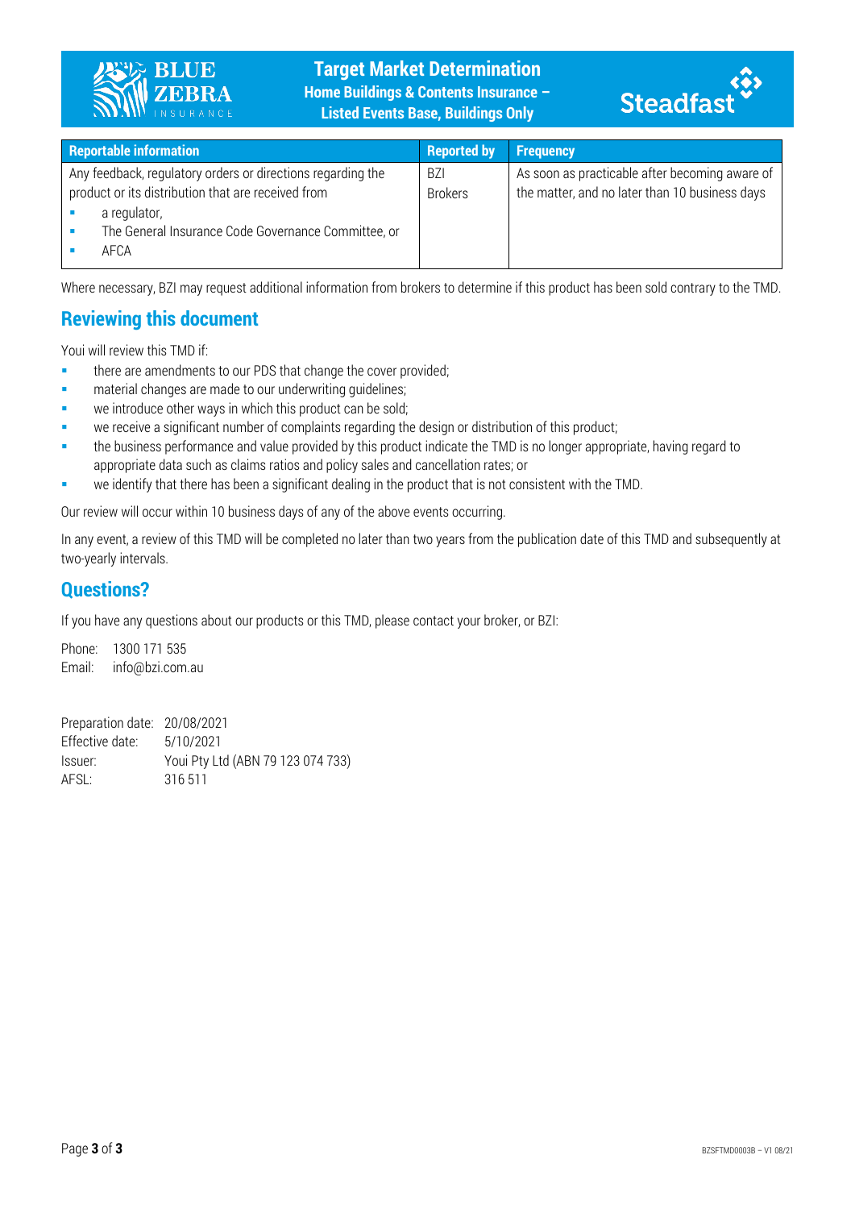| Reportable information | Reported by | Frequency |
| --- | --- | --- |
| Any feedback, regulatory orders or directions regarding the product or its distribution that are received from<br>▪ a regulator,<br>▪ The General Insurance Code Governance Committee, or<br>▪ AFCA | BZI<br>Brokers | As soon as practicable after becoming aware of the matter, and no later than 10 business days |

Where necessary, BZI may request additional information from brokers to determine if this product has been sold contrary to the TMD.

## Reviewing this document

Youi will review this TMD if:

- there are amendments to our PDS that change the cover provided;
- material changes are made to our underwriting guidelines;
- we introduce other ways in which this product can be sold;
- we receive a significant number of complaints regarding the design or distribution of this product;
- the business performance and value provided by this product indicate the TMD is no longer appropriate, having regard to appropriate data such as claims ratios and policy sales and cancellation rates; or
- we identify that there has been a significant dealing in the product that is not consistent with the TMD.

Our review will occur within 10 business days of any of the above events occurring.

In any event, a review of this TMD will be completed no later than two years from the publication date of this TMD and subsequently at two-yearly intervals.

## Questions?

If you have any questions about our products or this TMD, please contact your broker, or BZI:

Phone: 1300 171 535
Email: info@bzi.com.au

Preparation date: 20/08/2021
Effective date: 5/10/2021
Issuer: Youi Pty Ltd (ABN 79 123 074 733)
AFSL: 316 511

BZSFTMD0003B – V1 08/21